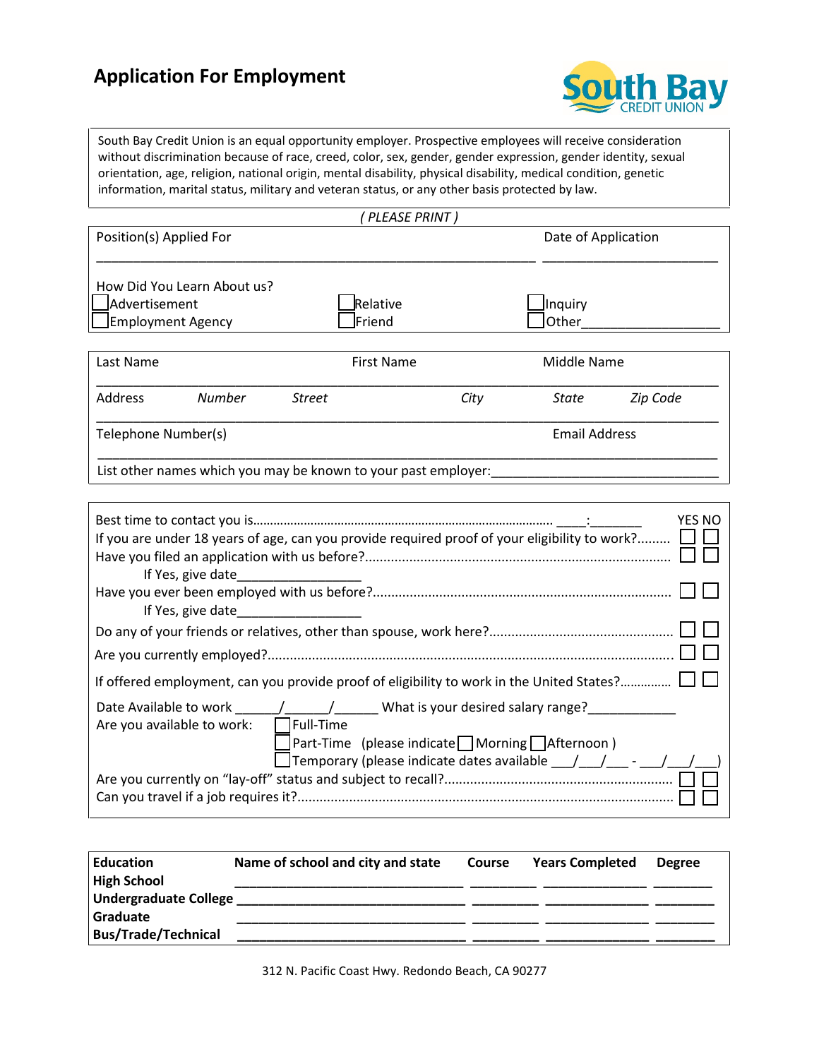# Application For Employment

South Bay Credit Union

South Bay Credit Union is an equal opportunity employer. Prospective employees will receive consideration without discrimination because of race, creed, color, sex, gender, gender expression, gender identity, sexual orientation, age, religion, national origin, mental disability, physical disability, medical condition, genetic information, marital status, military and veteran status, or any other basis protected by law.

*( PLEASE PRINT )*

Position(s) Applied For ______________________________ Date of Application ______________________________

How Did You Learn About us?

- ☐ Advertisement
- ☐ Employment Agency
- ☐ Relative
- ☐ Friend
- ☐ Inquiry
- ☐ Other__________________

Last Name ____________ First Name ____________ Middle Name ____________

Address *Number* *Street* *City* *State* *Zip Code*

______________________________________________________________

Telephone Number(s) ____________ Email Address ____________

List other names which you may be known to your past employer:______________________________

| | YES | NO |
|---|---|---|
| Best time to contact you is........ ____:_______ | | |
| If you are under 18 years of age, can you provide required proof of your eligibility to work?......... | ☐ | ☐ |
| Have you filed an application with us before?........ | ☐ | ☐ |
| If Yes, give date________________ | | |
| Have you ever been employed with us before?........ | ☐ | ☐ |
| If Yes, give date________________ | | |
| Do any of your friends or relatives, other than spouse, work here?........ | ☐ | ☐ |
| Are you currently employed?........ | ☐ | ☐ |
| If offered employment, can you provide proof of eligibility to work in the United States?........ | ☐ | ☐ |

Date Available to work ______/______/______ What is your desired salary range?____________

Are you available to work:
- ☐ Full-Time
- ☐ Part-Time (please indicate ☐ Morning ☐ Afternoon )
- ☐ Temporary (please indicate dates available ___/___/___ - ___/___/___)

| | YES | NO |
|---|---|---|
| Are you currently on "lay-off" status and subject to recall?........ | ☐ | ☐ |
| Can you travel if a job requires it?........ | ☐ | ☐ |

| **Education** | **Name of school and city and state** | **Course** | **Years Completed** | **Degree** |
|---|---|---|---|---|
| **High School** | | | | |
| **Undergraduate College** | | | | |
| **Graduate** | | | | |
| **Bus/Trade/Technical** | | | | |

312 N. Pacific Coast Hwy. Redondo Beach, CA 90277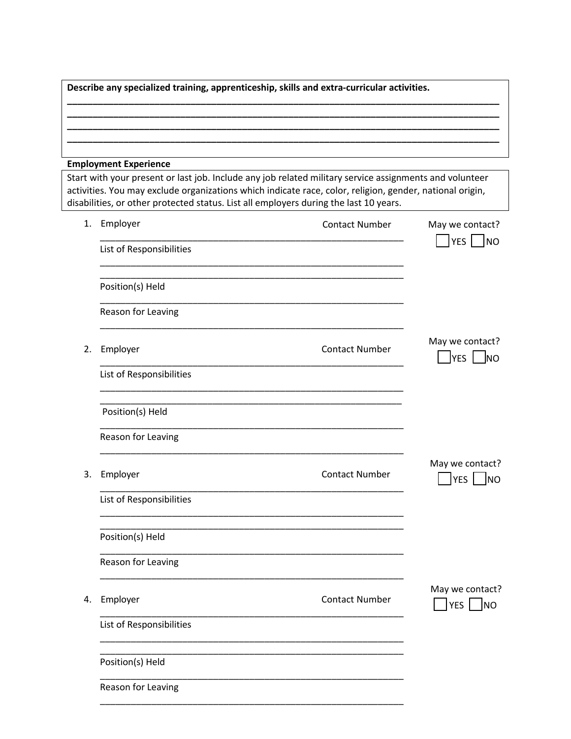**Describe any specialized training, apprenticeship, skills and extra-curricular activities.**

_______________________________________________________________________________________

_______________________________________________________________________________________

_______________________________________________________________________________________

_______________________________________________________________________________________

**Employment Experience**

Start with your present or last job. Include any job related military service assignments and volunteer activities. You may exclude organizations which indicate race, color, religion, gender, national origin, disabilities, or other protected status. List all employers during the last 10 years.

1. Employer                                        Contact Number                May we contact? ☐ YES ☐ NO

   _______________________________________________________________

   List of Responsibilities

   _______________________________________________________________

   _______________________________________________________________

   Position(s) Held

   _______________________________________________________________

   Reason for Leaving

   _______________________________________________________________

2. Employer                                        Contact Number                May we contact? ☐ YES ☐ NO

   _______________________________________________________________

   List of Responsibilities

   _______________________________________________________________

   _______________________________________________________________

   Position(s) Held

   _______________________________________________________________

   Reason for Leaving

   _______________________________________________________________

3. Employer                                        Contact Number                May we contact? ☐ YES ☐ NO

   _______________________________________________________________

   List of Responsibilities

   _______________________________________________________________

   _______________________________________________________________

   Position(s) Held

   _______________________________________________________________

   Reason for Leaving

   _______________________________________________________________

4. Employer                                        Contact Number                May we contact? ☐ YES ☐ NO

   _______________________________________________________________

   List of Responsibilities

   _______________________________________________________________

   _______________________________________________________________

   Position(s) Held

   _______________________________________________________________

   Reason for Leaving

   _______________________________________________________________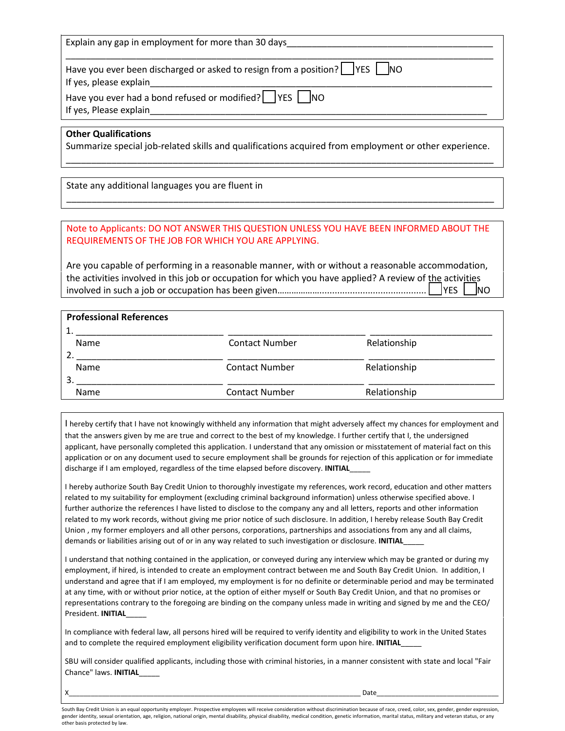Explain any gap in employment for more than 30 days__________________________________________

______________________________________________________________________________

Have you ever been discharged or asked to resign from a position? ☐ YES ☐ NO
If yes, please explain___________________________________________________________________

Have you ever had a bond refused or modified? ☐ YES ☐ NO
If yes, Please explain___________________________________________________________________

**Other Qualifications**

Summarize special job-related skills and qualifications acquired from employment or other experience.

______________________________________________________________________________

State any additional languages you are fluent in

______________________________________________________________________________

Note to Applicants: DO NOT ANSWER THIS QUESTION UNLESS YOU HAVE BEEN INFORMED ABOUT THE REQUIREMENTS OF THE JOB FOR WHICH YOU ARE APPLYING.

Are you capable of performing in a reasonable manner, with or without a reasonable accommodation, the activities involved in this job or occupation for which you have applied? A review of the activities involved in such a job or occupation has been given…………………………………………………… ☐ YES ☐ NO

**Professional References**

1. ____________________________ ____________________________ ____________________________
   Name Contact Number Relationship
2. ____________________________ ____________________________ ____________________________
   Name Contact Number Relationship
3. ____________________________ ____________________________ ____________________________
   Name Contact Number Relationship

I hereby certify that I have not knowingly withheld any information that might adversely affect my chances for employment and that the answers given by me are true and correct to the best of my knowledge. I further certify that I, the undersigned applicant, have personally completed this application. I understand that any omission or misstatement of material fact on this application or on any document used to secure employment shall be grounds for rejection of this application or for immediate discharge if I am employed, regardless of the time elapsed before discovery. **INITIAL**_____

I hereby authorize South Bay Credit Union to thoroughly investigate my references, work record, education and other matters related to my suitability for employment (excluding criminal background information) unless otherwise specified above. I further authorize the references I have listed to disclose to the company any and all letters, reports and other information related to my work records, without giving me prior notice of such disclosure. In addition, I hereby release South Bay Credit Union , my former employers and all other persons, corporations, partnerships and associations from any and all claims, demands or liabilities arising out of or in any way related to such investigation or disclosure. **INITIAL**_____

I understand that nothing contained in the application, or conveyed during any interview which may be granted or during my employment, if hired, is intended to create an employment contract between me and South Bay Credit Union. In addition, I understand and agree that if I am employed, my employment is for no definite or determinable period and may be terminated at any time, with or without prior notice, at the option of either myself or South Bay Credit Union, and that no promises or representations contrary to the foregoing are binding on the company unless made in writing and signed by me and the CEO/ President. **INITIAL**_____

In compliance with federal law, all persons hired will be required to verify identity and eligibility to work in the United States and to complete the required employment eligibility verification document form upon hire. **INITIAL**_____

SBU will consider qualified applicants, including those with criminal histories, in a manner consistent with state and local "Fair Chance" laws. **INITIAL**_____

X____________________________________________________________________________ Date________________________________

South Bay Credit Union is an equal opportunity employer. Prospective employees will receive consideration without discrimination because of race, creed, color, sex, gender, gender expression, gender identity, sexual orientation, age, religion, national origin, mental disability, physical disability, medical condition, genetic information, marital status, military and veteran status, or any other basis protected by law.